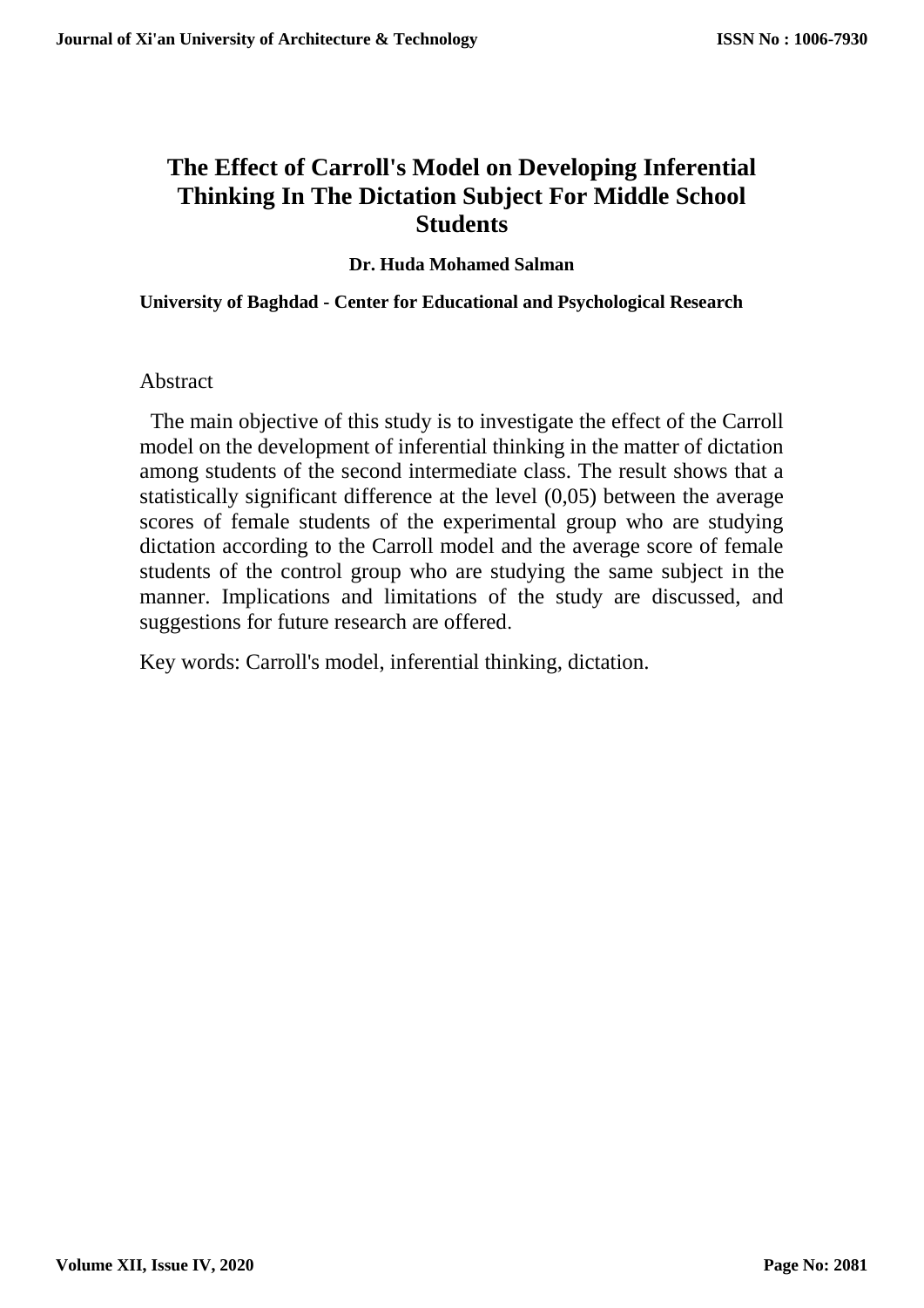# The Effect of Carroll's Model on Developing Inferential Thinking In The Dictation Subject For Middle School Students

**Dr. Huda Mohamed Salman**

**University of Baghdad - Center for Educational and Psychological Research**

## Abstract

The main objective of this study is to investigate the effect of the Carroll model on the development of inferential thinking in the matter of dictation among students of the second intermediate class. The result shows that a statistically significant difference at the level (0,05) between the average scores of female students of the experimental group who are studying dictation according to the Carroll model and the average score of female students of the control group who are studying the same subject in the manner. Implications and limitations of the study are discussed, and suggestions for future research are offered.

Key words: Carroll's model, inferential thinking, dictation.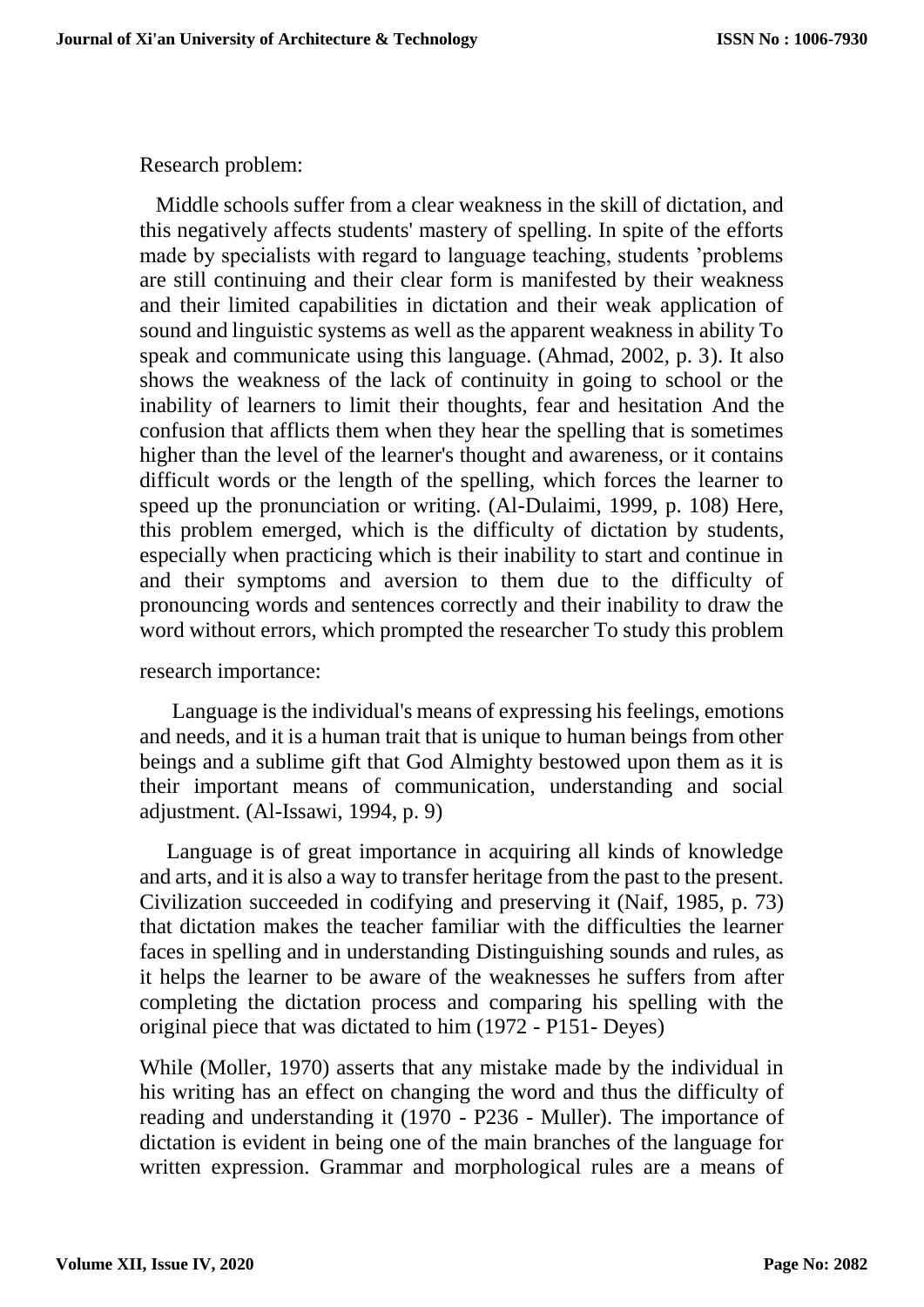Research problem:

Middle schools suffer from a clear weakness in the skill of dictation, and this negatively affects students' mastery of spelling. In spite of the efforts made by specialists with regard to language teaching, students 'problems are still continuing and their clear form is manifested by their weakness and their limited capabilities in dictation and their weak application of sound and linguistic systems as well as the apparent weakness in ability To speak and communicate using this language. (Ahmad, 2002, p. 3). It also shows the weakness of the lack of continuity in going to school or the inability of learners to limit their thoughts, fear and hesitation And the confusion that afflicts them when they hear the spelling that is sometimes higher than the level of the learner's thought and awareness, or it contains difficult words or the length of the spelling, which forces the learner to speed up the pronunciation or writing. (Al-Dulaimi, 1999, p. 108) Here, this problem emerged, which is the difficulty of dictation by students, especially when practicing which is their inability to start and continue in and their symptoms and aversion to them due to the difficulty of pronouncing words and sentences correctly and their inability to draw the word without errors, which prompted the researcher To study this problem

research importance:

Language is the individual's means of expressing his feelings, emotions and needs, and it is a human trait that is unique to human beings from other beings and a sublime gift that God Almighty bestowed upon them as it is their important means of communication, understanding and social adjustment. (Al-Issawi, 1994, p. 9)

Language is of great importance in acquiring all kinds of knowledge and arts, and it is also a way to transfer heritage from the past to the present. Civilization succeeded in codifying and preserving it (Naif, 1985, p. 73) that dictation makes the teacher familiar with the difficulties the learner faces in spelling and in understanding Distinguishing sounds and rules, as it helps the learner to be aware of the weaknesses he suffers from after completing the dictation process and comparing his spelling with the original piece that was dictated to him (1972 - P151- Deyes)

While (Moller, 1970) asserts that any mistake made by the individual in his writing has an effect on changing the word and thus the difficulty of reading and understanding it (1970 - P236 - Muller). The importance of dictation is evident in being one of the main branches of the language for written expression. Grammar and morphological rules are a means of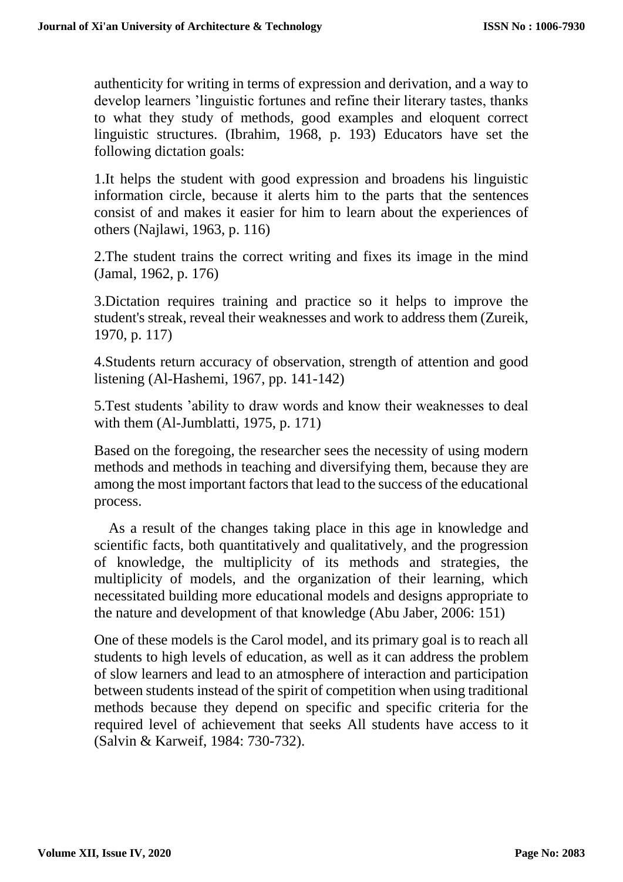authenticity for writing in terms of expression and derivation, and a way to develop learners 'linguistic fortunes and refine their literary tastes, thanks to what they study of methods, good examples and eloquent correct linguistic structures. (Ibrahim, 1968, p. 193) Educators have set the following dictation goals:

1.It helps the student with good expression and broadens his linguistic information circle, because it alerts him to the parts that the sentences consist of and makes it easier for him to learn about the experiences of others (Najlawi, 1963, p. 116)

2.The student trains the correct writing and fixes its image in the mind (Jamal, 1962, p. 176)

3.Dictation requires training and practice so it helps to improve the student's streak, reveal their weaknesses and work to address them (Zureik, 1970, p. 117)

4.Students return accuracy of observation, strength of attention and good listening (Al-Hashemi, 1967, pp. 141-142)

5.Test students 'ability to draw words and know their weaknesses to deal with them (Al-Jumblatti, 1975, p. 171)

Based on the foregoing, the researcher sees the necessity of using modern methods and methods in teaching and diversifying them, because they are among the most important factors that lead to the success of the educational process.

As a result of the changes taking place in this age in knowledge and scientific facts, both quantitatively and qualitatively, and the progression of knowledge, the multiplicity of its methods and strategies, the multiplicity of models, and the organization of their learning, which necessitated building more educational models and designs appropriate to the nature and development of that knowledge (Abu Jaber, 2006: 151)

One of these models is the Carol model, and its primary goal is to reach all students to high levels of education, as well as it can address the problem of slow learners and lead to an atmosphere of interaction and participation between students instead of the spirit of competition when using traditional methods because they depend on specific and specific criteria for the required level of achievement that seeks All students have access to it (Salvin & Karweif, 1984: 730-732).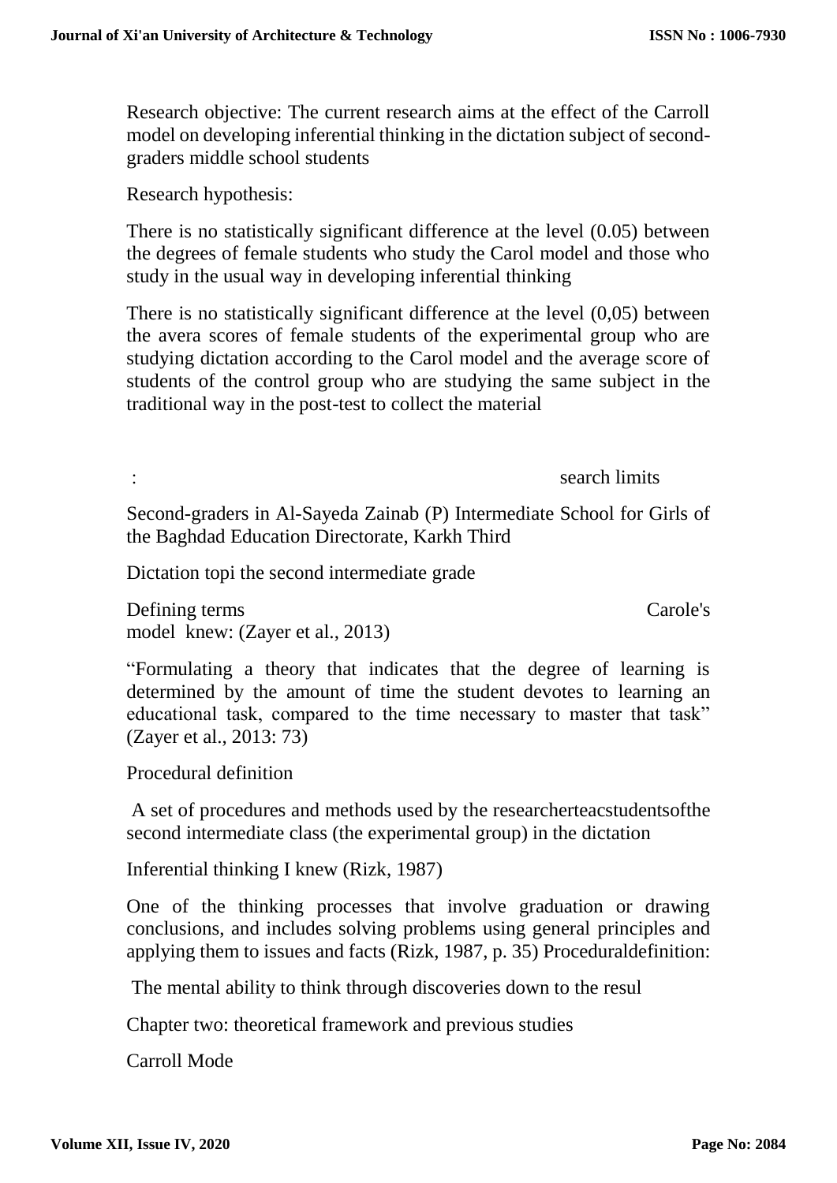Research objective: The current research aims at the effect of the Carroll model on developing inferential thinking in the dictation subject of second-graders middle school students

Research hypothesis:

There is no statistically significant difference at the level (0.05) between the degrees of female students who study the Carol model and those who study in the usual way in developing inferential thinking

There is no statistically significant difference at the level (0,05) between the avera scores of female students of the experimental group who are studying dictation according to the Carol model and the average score of students of the control group who are studying the same subject in the traditional way in the post-test to collect the material

: search limits

Second-graders in Al-Sayeda Zainab (P) Intermediate School for Girls of the Baghdad Education Directorate, Karkh Third

Dictation topi the second intermediate grade

Defining terms Carole's model knew: (Zayer et al., 2013)

"Formulating a theory that indicates that the degree of learning is determined by the amount of time the student devotes to learning an educational task, compared to the time necessary to master that task" (Zayer et al., 2013: 73)

Procedural definition

A set of procedures and methods used by the researcherteacstudentsofthe second intermediate class (the experimental group) in the dictation

Inferential thinking I knew (Rizk, 1987)

One of the thinking processes that involve graduation or drawing conclusions, and includes solving problems using general principles and applying them to issues and facts (Rizk, 1987, p. 35) Proceduraldefinition:

The mental ability to think through discoveries down to the resul

Chapter two: theoretical framework and previous studies

Carroll Mode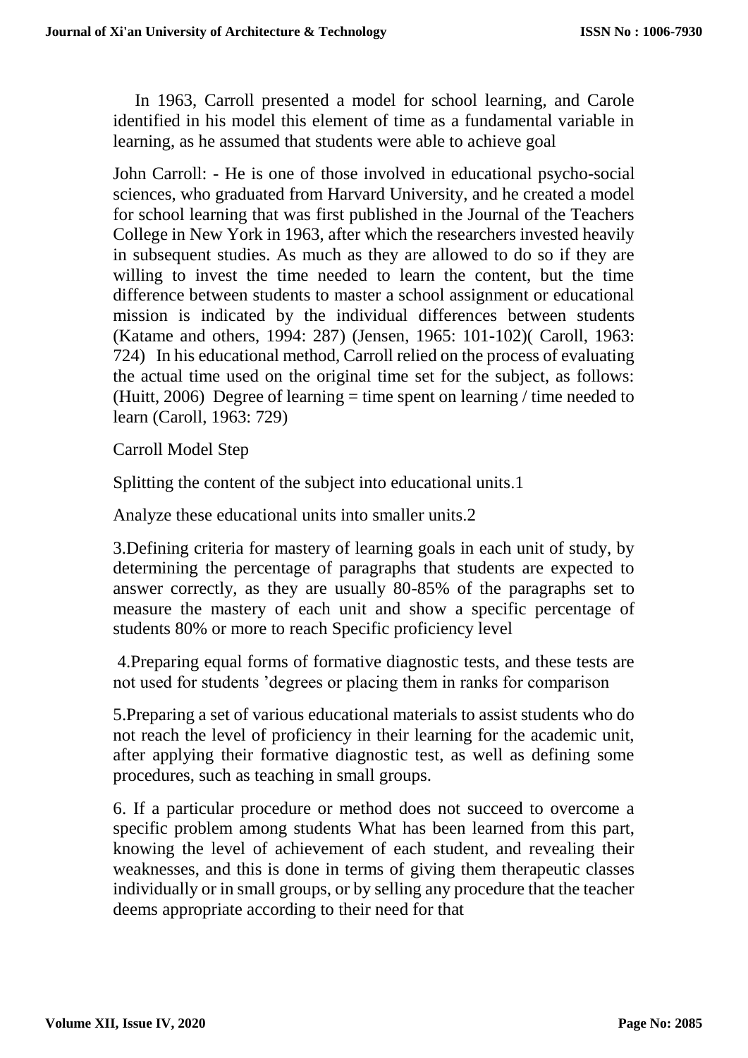In 1963, Carroll presented a model for school learning, and Carole identified in his model this element of time as a fundamental variable in learning, as he assumed that students were able to achieve goal

John Carroll: - He is one of those involved in educational psycho-social sciences, who graduated from Harvard University, and he created a model for school learning that was first published in the Journal of the Teachers College in New York in 1963, after which the researchers invested heavily in subsequent studies. As much as they are allowed to do so if they are willing to invest the time needed to learn the content, but the time difference between students to master a school assignment or educational mission is indicated by the individual differences between students (Katame and others, 1994: 287) (Jensen, 1965: 101-102)( Caroll, 1963: 724) In his educational method, Carroll relied on the process of evaluating the actual time used on the original time set for the subject, as follows: (Huitt, 2006) Degree of learning = time spent on learning / time needed to learn (Caroll, 1963: 729)

Carroll Model Step

Splitting the content of the subject into educational units.1

Analyze these educational units into smaller units.2

3.Defining criteria for mastery of learning goals in each unit of study, by determining the percentage of paragraphs that students are expected to answer correctly, as they are usually 80-85% of the paragraphs set to measure the mastery of each unit and show a specific percentage of students 80% or more to reach Specific proficiency level

4.Preparing equal forms of formative diagnostic tests, and these tests are not used for students 'degrees or placing them in ranks for comparison

5.Preparing a set of various educational materials to assist students who do not reach the level of proficiency in their learning for the academic unit, after applying their formative diagnostic test, as well as defining some procedures, such as teaching in small groups.

6. If a particular procedure or method does not succeed to overcome a specific problem among students What has been learned from this part, knowing the level of achievement of each student, and revealing their weaknesses, and this is done in terms of giving them therapeutic classes individually or in small groups, or by selling any procedure that the teacher deems appropriate according to their need for that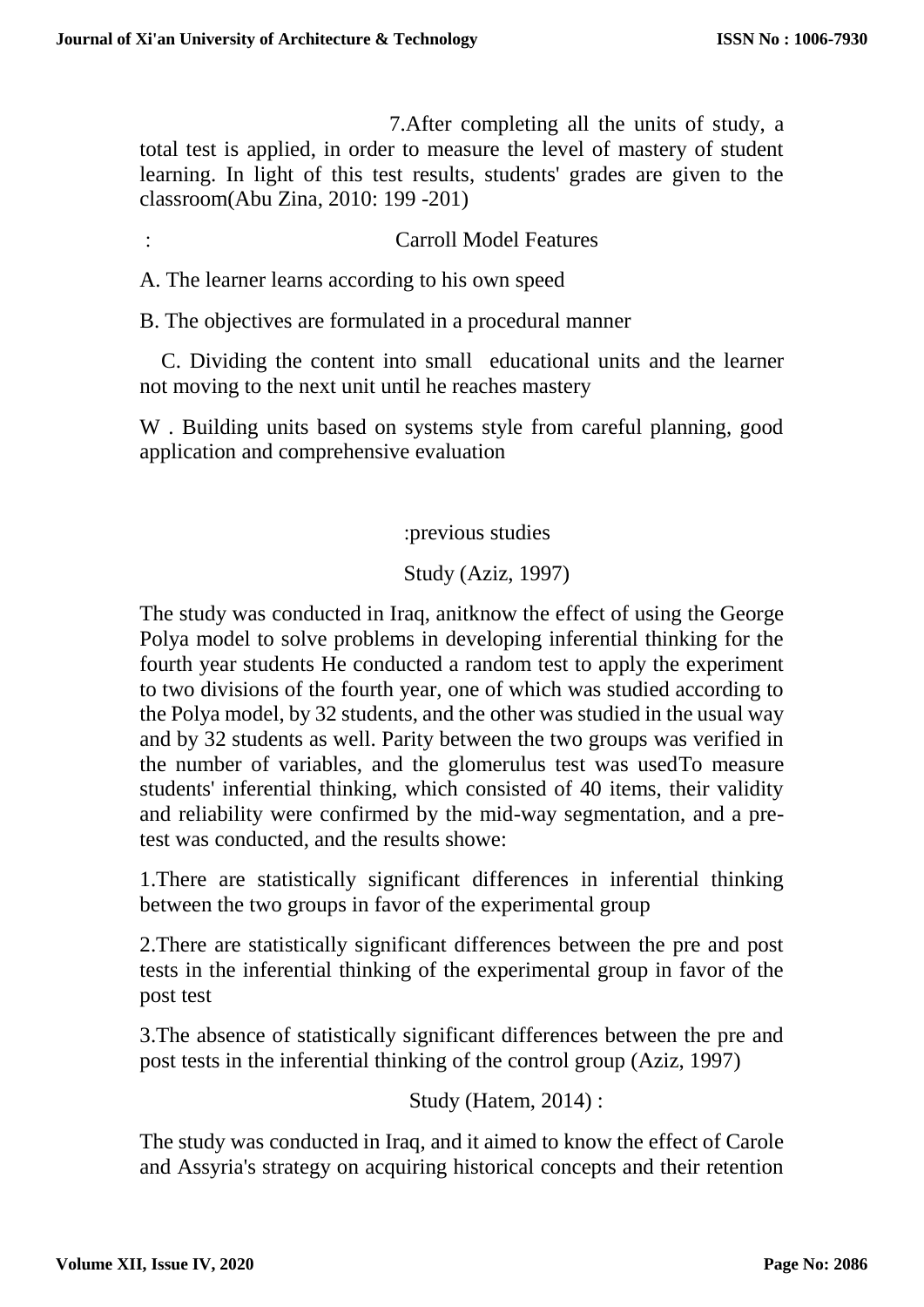7.After completing all the units of study, a total test is applied, in order to measure the level of mastery of student learning. In light of this test results, students' grades are given to the classroom(Abu Zina, 2010: 199 -201)

: Carroll Model Features

A. The learner learns according to his own speed

B. The objectives are formulated in a procedural manner

C. Dividing the content into small educational units and the learner not moving to the next unit until he reaches mastery

W . Building units based on systems style from careful planning, good application and comprehensive evaluation

:previous studies

Study (Aziz, 1997)

The study was conducted in Iraq, anitknow the effect of using the George Polya model to solve problems in developing inferential thinking for the fourth year students He conducted a random test to apply the experiment to two divisions of the fourth year, one of which was studied according to the Polya model, by 32 students, and the other was studied in the usual way and by 32 students as well. Parity between the two groups was verified in the number of variables, and the glomerulus test was usedTo measure students' inferential thinking, which consisted of 40 items, their validity and reliability were confirmed by the mid-way segmentation, and a pre-test was conducted, and the results showe:

1.There are statistically significant differences in inferential thinking between the two groups in favor of the experimental group

2.There are statistically significant differences between the pre and post tests in the inferential thinking of the experimental group in favor of the post test

3.The absence of statistically significant differences between the pre and post tests in the inferential thinking of the control group (Aziz, 1997)

Study (Hatem, 2014) :

The study was conducted in Iraq, and it aimed to know the effect of Carole and Assyria's strategy on acquiring historical concepts and their retention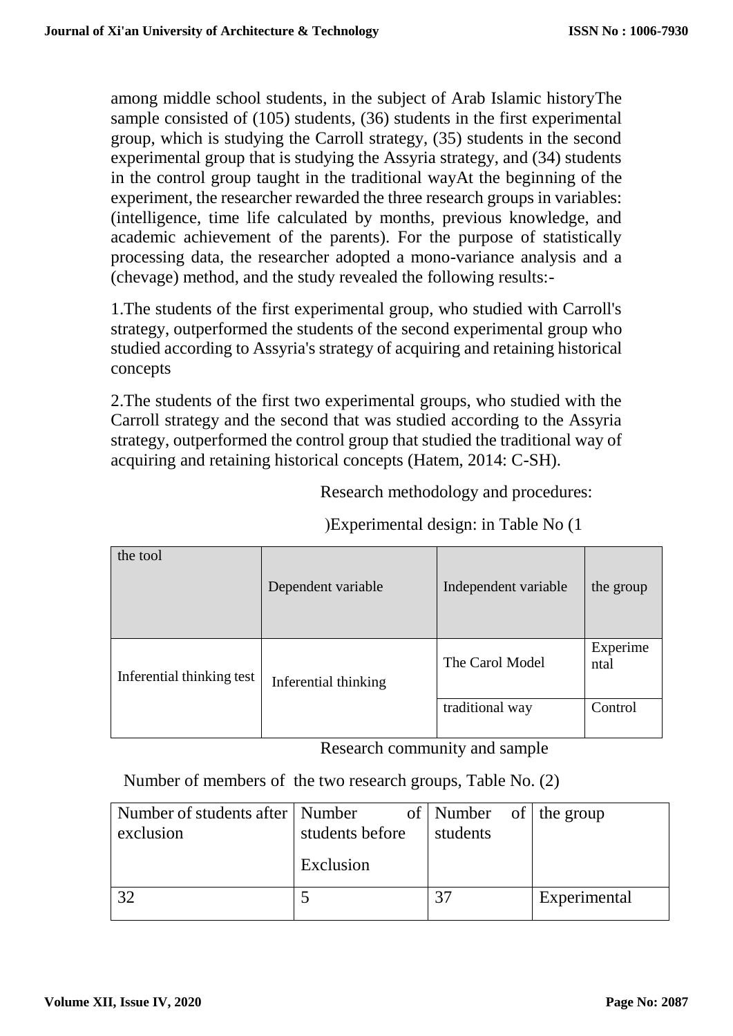among middle school students, in the subject of Arab Islamic historyThe sample consisted of (105) students, (36) students in the first experimental group, which is studying the Carroll strategy, (35) students in the second experimental group that is studying the Assyria strategy, and (34) students in the control group taught in the traditional wayAt the beginning of the experiment, the researcher rewarded the three research groups in variables: (intelligence, time life calculated by months, previous knowledge, and academic achievement of the parents). For the purpose of statistically processing data, the researcher adopted a mono-variance analysis and a (chevage) method, and the study revealed the following results:-

1.The students of the first experimental group, who studied with Carroll's strategy, outperformed the students of the second experimental group who studied according to Assyria's strategy of acquiring and retaining historical concepts

2.The students of the first two experimental groups, who studied with the Carroll strategy and the second that was studied according to the Assyria strategy, outperformed the control group that studied the traditional way of acquiring and retaining historical concepts (Hatem, 2014: C-SH).

Research methodology and procedures:

)Experimental design: in Table No (1

| the tool | Dependent variable | Independent variable | the group |
|---|---|---|---|
| Inferential thinking test | Inferential thinking | The Carol Model | Experimental |
| | | traditional way | Control |

Research community and sample

Number of members of the two research groups, Table No. (2)

| Number of students after exclusion | Number of students before Exclusion | Number of students | the group |
|---|---|---|---|
| 32 | 5 | 37 | Experimental |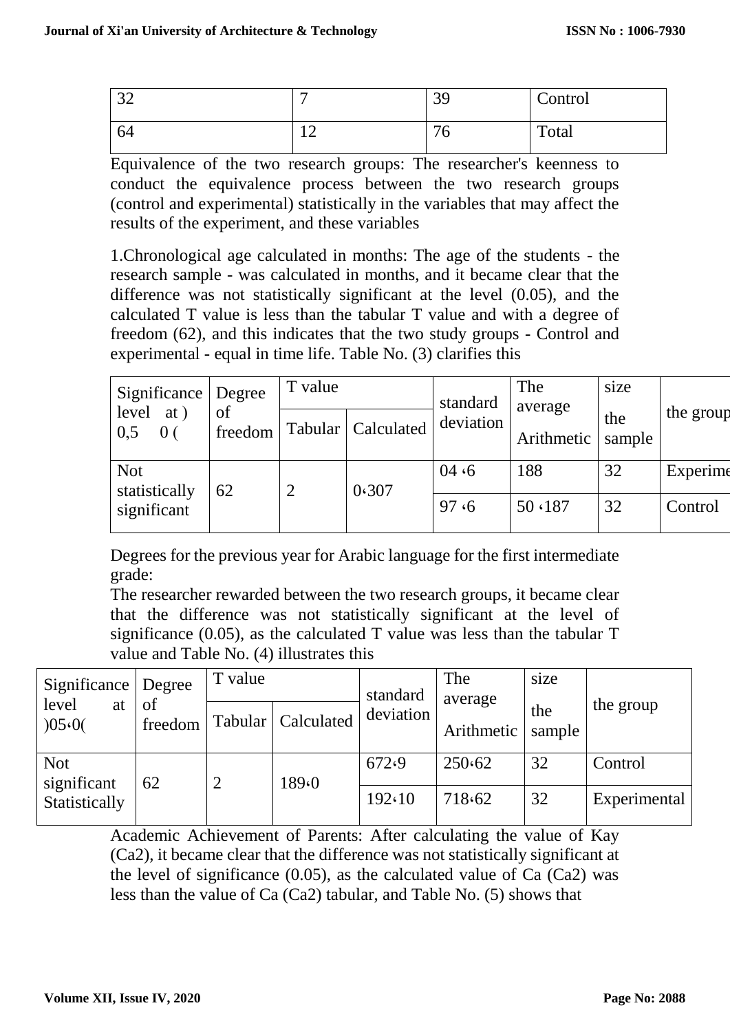| 32 | 7 | 39 | Control |
|---|---|---|---|
| 64 | 12 | 76 | Total |

Equivalence of the two research groups: The researcher's keenness to conduct the equivalence process between the two research groups (control and experimental) statistically in the variables that may affect the results of the experiment, and these variables

1.Chronological age calculated in months: The age of the students - the research sample - was calculated in months, and it became clear that the difference was not statistically significant at the level (0.05), and the calculated T value is less than the tabular T value and with a degree of freedom (62), and this indicates that the two study groups - Control and experimental - equal in time life. Table No. (3) clarifies this

| Significance level at ) 0,5 0 ( | Degree of freedom | T value | | standard deviation | The average Arithmetic | size the sample | the group |
|---|---|---|---|---|---|---|---|
| | | Tabular | Calculated | | | | |
| Not statistically significant | 62 | 2 | 0،307 | 04 ،6 | 188 | 32 | Experime |
| | | | | 97 ،6 | 50 ،187 | 32 | Control |

Degrees for the previous year for Arabic language for the first intermediate grade:

The researcher rewarded between the two research groups, it became clear that the difference was not statistically significant at the level of significance (0.05), as the calculated T value was less than the tabular T value and Table No. (4) illustrates this

| Significance level at )05،0( | Degree of freedom | T value | | standard deviation | The average Arithmetic | size the sample | the group |
|---|---|---|---|---|---|---|---|
| | | Tabular | Calculated | | | | |
| Not significant Statistically | 62 | 2 | 189،0 | 672،9 | 250،62 | 32 | Control |
| | | | | 192،10 | 718،62 | 32 | Experimental |

Academic Achievement of Parents: After calculating the value of Kay (Ca2), it became clear that the difference was not statistically significant at the level of significance (0.05), as the calculated value of Ca (Ca2) was less than the value of Ca (Ca2) tabular, and Table No. (5) shows that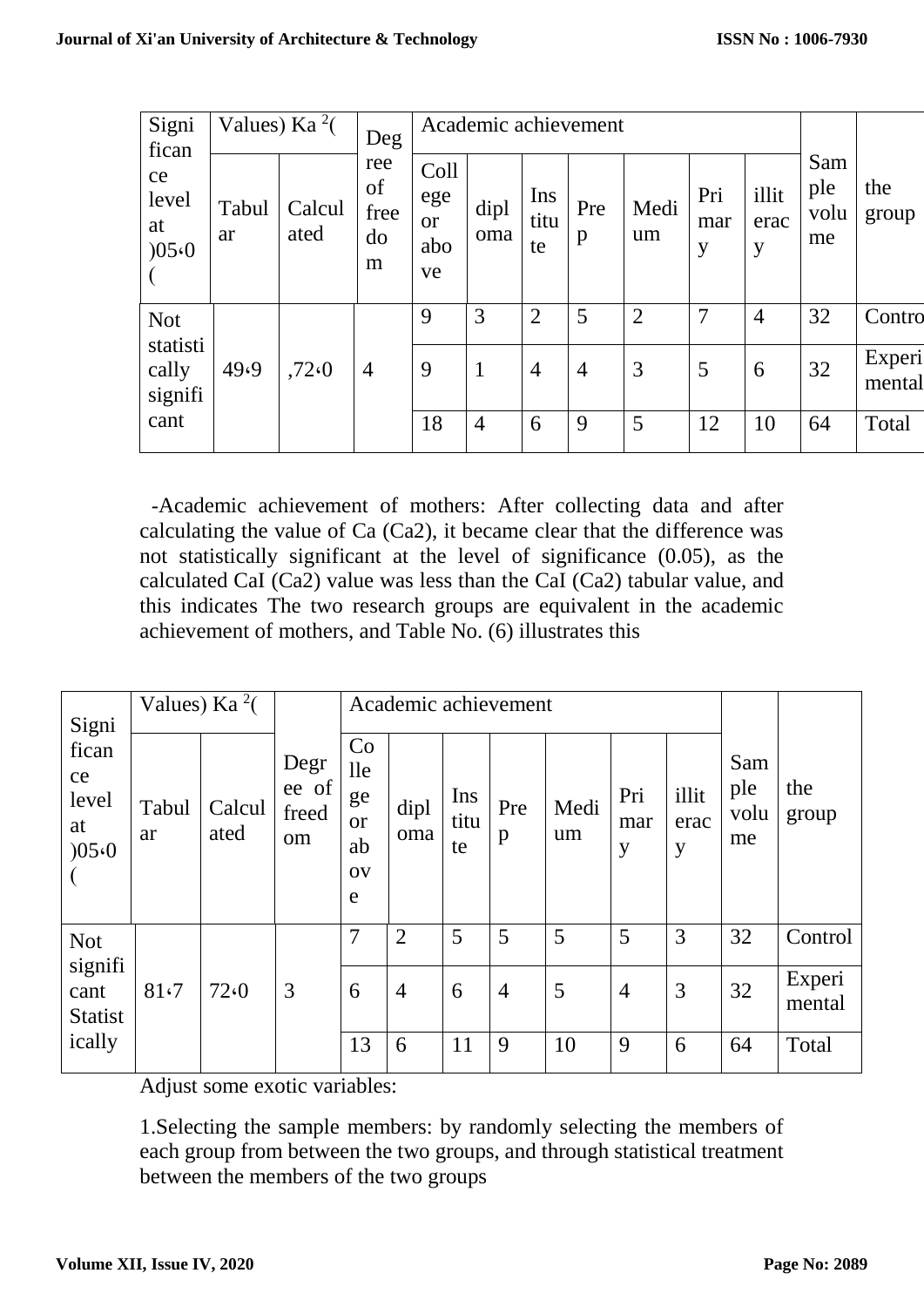| Significance level at )05،0( | Values) Ka $^2$( | | Degree of freedom | Academic achievement | | | | | | | Sample volume | the group |
|---|---|---|---|---|---|---|---|---|---|---|---|---|
| | Tabular | Calculated | | College or above | diploma | Institute | Prep | Medium | Primary | illiteracy | | |
| Not statistically significant | 49،9 | ,72،0 | 4 | 9 | 3 | 2 | 5 | 2 | 7 | 4 | 32 | Contro |
| | | | | 9 | 1 | 4 | 4 | 3 | 5 | 6 | 32 | Experimental |
| | | | | 18 | 4 | 6 | 9 | 5 | 12 | 10 | 64 | Total |

-Academic achievement of mothers: After collecting data and after calculating the value of Ca (Ca2), it became clear that the difference was not statistically significant at the level of significance (0.05), as the calculated CaI (Ca2) value was less than the CaI (Ca2) tabular value, and this indicates The two research groups are equivalent in the academic achievement of mothers, and Table No. (6) illustrates this

| Significance level at )05،0( | Values) Ka $^2$( | | Degree of freedom | Academic achievement | | | | | | | Sample volume | the group |
|---|---|---|---|---|---|---|---|---|---|---|---|---|
| | Tabular | Calculated | | College or above | diploma | Institute | Prep | Medium | Primary | illiteracy | | |
| Not significant Statistically | 81،7 | 72،0 | 3 | 7 | 2 | 5 | 5 | 5 | 5 | 3 | 32 | Control |
| | | | | 6 | 4 | 6 | 4 | 5 | 4 | 3 | 32 | Experimental |
| | | | | 13 | 6 | 11 | 9 | 10 | 9 | 6 | 64 | Total |

Adjust some exotic variables:

1.Selecting the sample members: by randomly selecting the members of each group from between the two groups, and through statistical treatment between the members of the two groups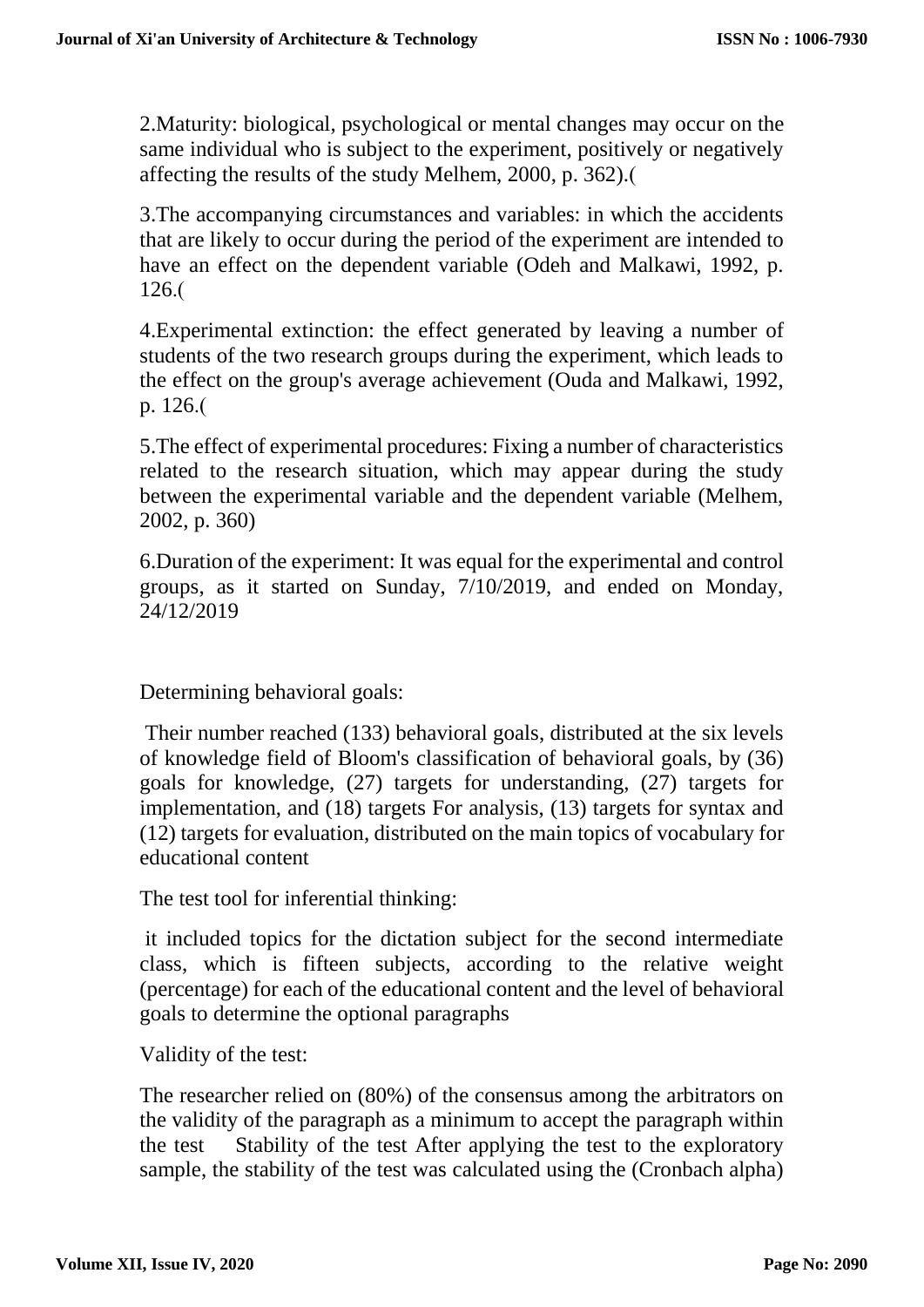2.Maturity: biological, psychological or mental changes may occur on the same individual who is subject to the experiment, positively or negatively affecting the results of the study Melhem, 2000, p. 362).(

3.The accompanying circumstances and variables: in which the accidents that are likely to occur during the period of the experiment are intended to have an effect on the dependent variable (Odeh and Malkawi, 1992, p. 126.(

4.Experimental extinction: the effect generated by leaving a number of students of the two research groups during the experiment, which leads to the effect on the group's average achievement (Ouda and Malkawi, 1992, p. 126.(

5.The effect of experimental procedures: Fixing a number of characteristics related to the research situation, which may appear during the study between the experimental variable and the dependent variable (Melhem, 2002, p. 360)

6.Duration of the experiment: It was equal for the experimental and control groups, as it started on Sunday, 7/10/2019, and ended on Monday, 24/12/2019

Determining behavioral goals:

Their number reached (133) behavioral goals, distributed at the six levels of knowledge field of Bloom's classification of behavioral goals, by (36) goals for knowledge, (27) targets for understanding, (27) targets for implementation, and (18) targets For analysis, (13) targets for syntax and (12) targets for evaluation, distributed on the main topics of vocabulary for educational content

The test tool for inferential thinking:

it included topics for the dictation subject for the second intermediate class, which is fifteen subjects, according to the relative weight (percentage) for each of the educational content and the level of behavioral goals to determine the optional paragraphs

Validity of the test:

The researcher relied on (80%) of the consensus among the arbitrators on the validity of the paragraph as a minimum to accept the paragraph within the test Stability of the test After applying the test to the exploratory sample, the stability of the test was calculated using the (Cronbach alpha)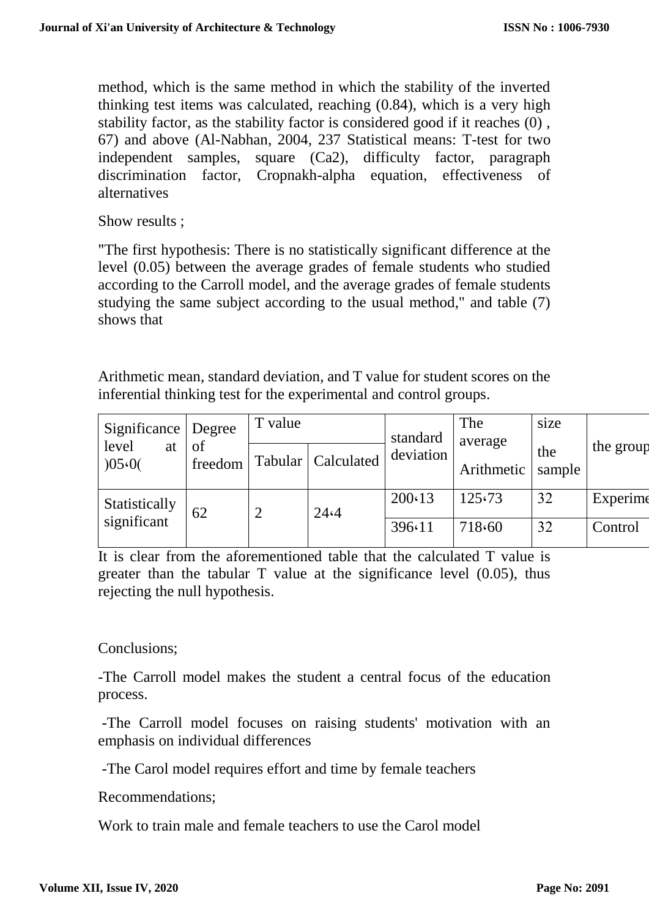method, which is the same method in which the stability of the inverted thinking test items was calculated, reaching (0.84), which is a very high stability factor, as the stability factor is considered good if it reaches (0) , 67) and above (Al-Nabhan, 2004, 237 Statistical means: T-test for two independent samples, square (Ca2), difficulty factor, paragraph discrimination factor, Cropnakh-alpha equation, effectiveness of alternatives

Show results ;

"The first hypothesis: There is no statistically significant difference at the level (0.05) between the average grades of female students who studied according to the Carroll model, and the average grades of female students studying the same subject according to the usual method," and table (7) shows that

Arithmetic mean, standard deviation, and T value for student scores on the inferential thinking test for the experimental and control groups.

| Significance level at )05‹0( | Degree of freedom | T value | | standard deviation | The average Arithmetic | size the sample | the group |
|---|---|---|---|---|---|---|---|
| | | Tabular | Calculated | | | | |
| Statistically significant | 62 | 2 | 24‹4 | 200‹13 | 125‹73 | 32 | Experime |
| | | | | 396‹11 | 718‹60 | 32 | Control |

It is clear from the aforementioned table that the calculated T value is greater than the tabular T value at the significance level (0.05), thus rejecting the null hypothesis.

Conclusions;

-The Carroll model makes the student a central focus of the education process.

-The Carroll model focuses on raising students' motivation with an emphasis on individual differences

-The Carol model requires effort and time by female teachers

Recommendations;

Work to train male and female teachers to use the Carol model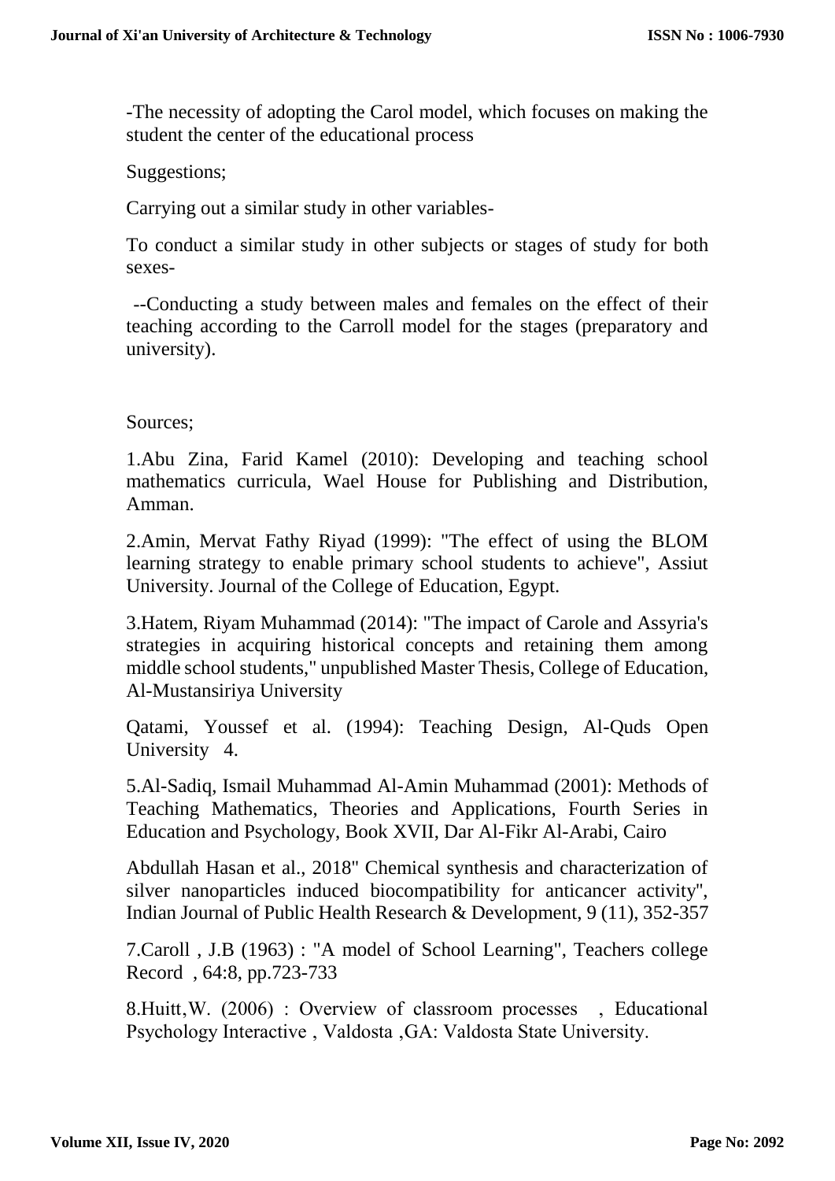-The necessity of adopting the Carol model, which focuses on making the student the center of the educational process

Suggestions;

Carrying out a similar study in other variables-

To conduct a similar study in other subjects or stages of study for both sexes-

--Conducting a study between males and females on the effect of their teaching according to the Carroll model for the stages (preparatory and university).

Sources;

1.Abu Zina, Farid Kamel (2010): Developing and teaching school mathematics curricula, Wael House for Publishing and Distribution, Amman.

2.Amin, Mervat Fathy Riyad (1999): "The effect of using the BLOM learning strategy to enable primary school students to achieve", Assiut University. Journal of the College of Education, Egypt.

3.Hatem, Riyam Muhammad (2014): "The impact of Carole and Assyria's strategies in acquiring historical concepts and retaining them among middle school students," unpublished Master Thesis, College of Education, Al-Mustansiriya University

Qatami, Youssef et al. (1994): Teaching Design, Al-Quds Open University 4.

5.Al-Sadiq, Ismail Muhammad Al-Amin Muhammad (2001): Methods of Teaching Mathematics, Theories and Applications, Fourth Series in Education and Psychology, Book XVII, Dar Al-Fikr Al-Arabi, Cairo

Abdullah Hasan et al., 2018" Chemical synthesis and characterization of silver nanoparticles induced biocompatibility for anticancer activity", Indian Journal of Public Health Research & Development, 9 (11), 352-357

7.Caroll , J.B (1963) : "A model of School Learning", Teachers college Record , 64:8, pp.723-733

8.Huitt,W. (2006) : Overview of classroom processes , Educational Psychology Interactive , Valdosta ,GA: Valdosta State University.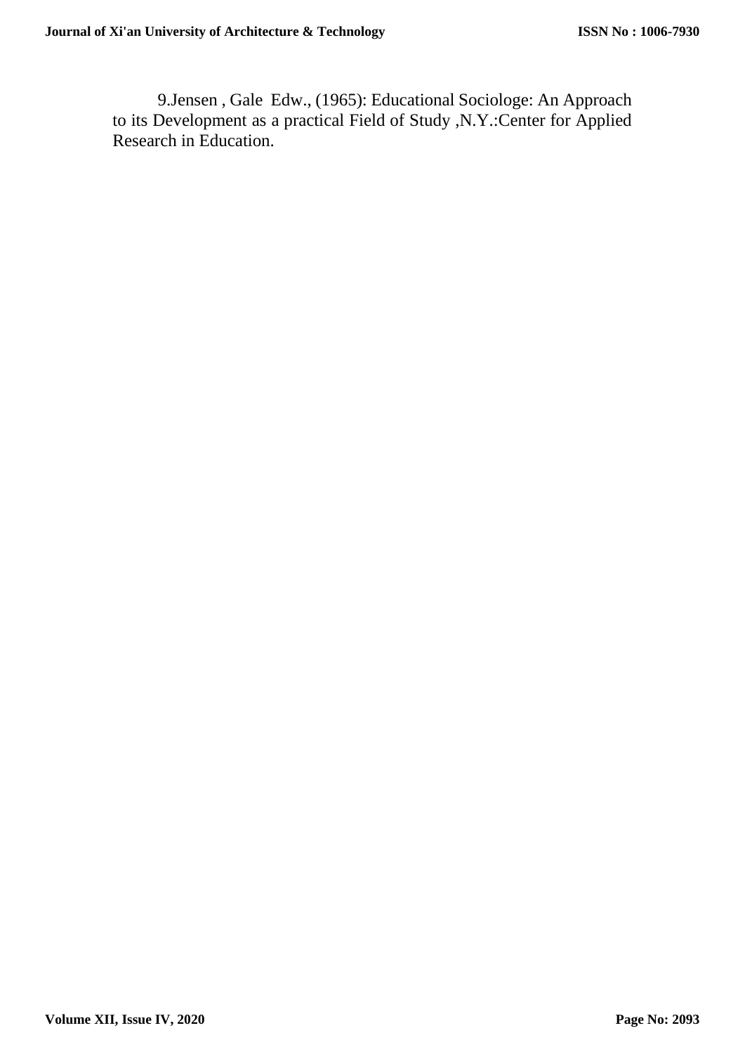9.Jensen , Gale Edw., (1965): Educational Sociologe: An Approach to its Development as a practical Field of Study ,N.Y.:Center for Applied Research in Education.